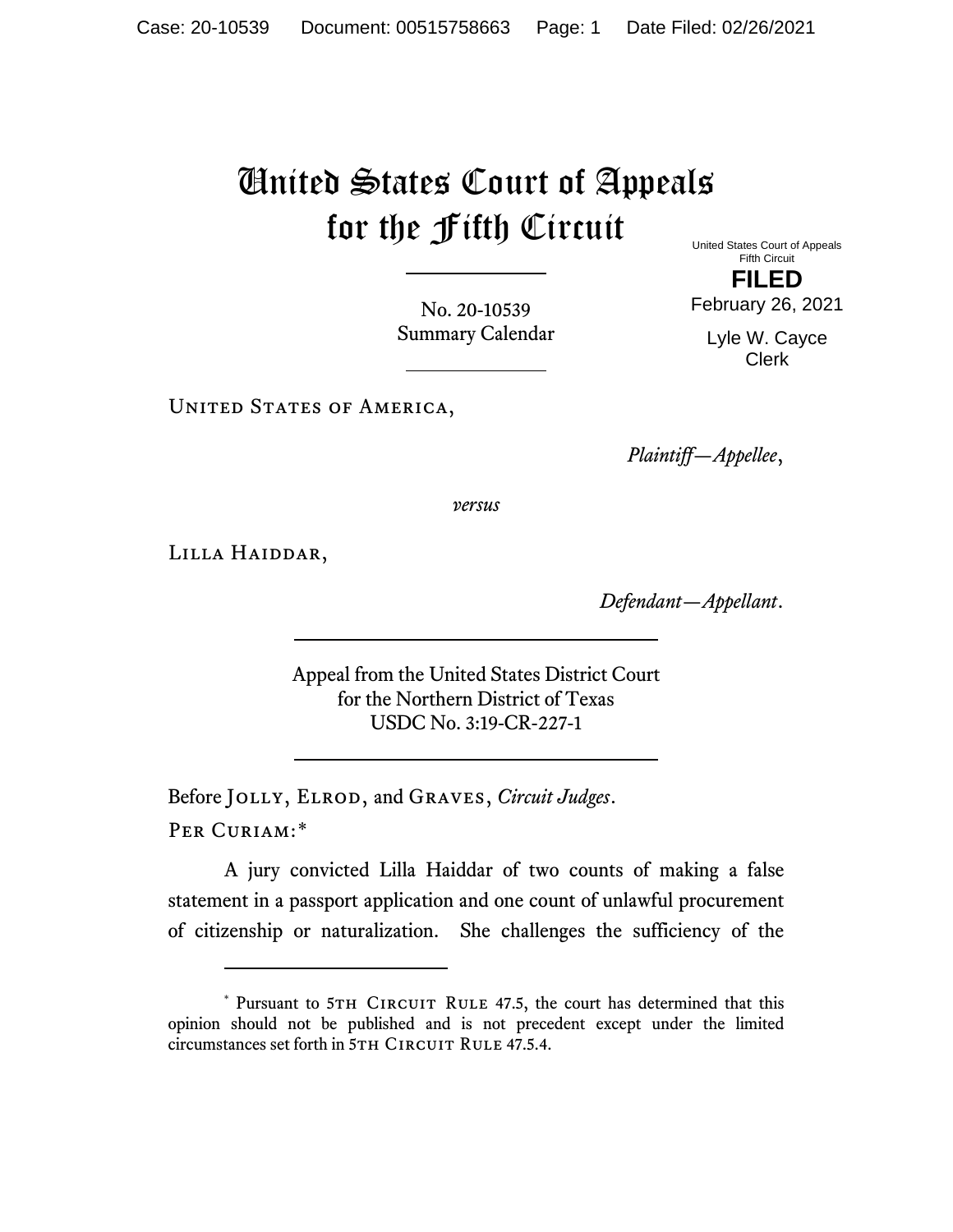# United States Court of Appeals for the Fifth Circuit

United States Court of Appeals
Fifth Circuit

**FILED**

February 26, 2021

Lyle W. Cayce
Clerk

No. 20-10539
Summary Calendar

United States of America,

*Plaintiff—Appellee*,

*versus*

Lilla Haiddar,

*Defendant—Appellant*.

Appeal from the United States District Court
for the Northern District of Texas
USDC No. 3:19-CR-227-1

Before Jolly, Elrod, and Graves, *Circuit Judges*.

Per Curiam:*

A jury convicted Lilla Haiddar of two counts of making a false statement in a passport application and one count of unlawful procurement of citizenship or naturalization. She challenges the sufficiency of the

---

\* Pursuant to 5th Circuit Rule 47.5, the court has determined that this opinion should not be published and is not precedent except under the limited circumstances set forth in 5th Circuit Rule 47.5.4.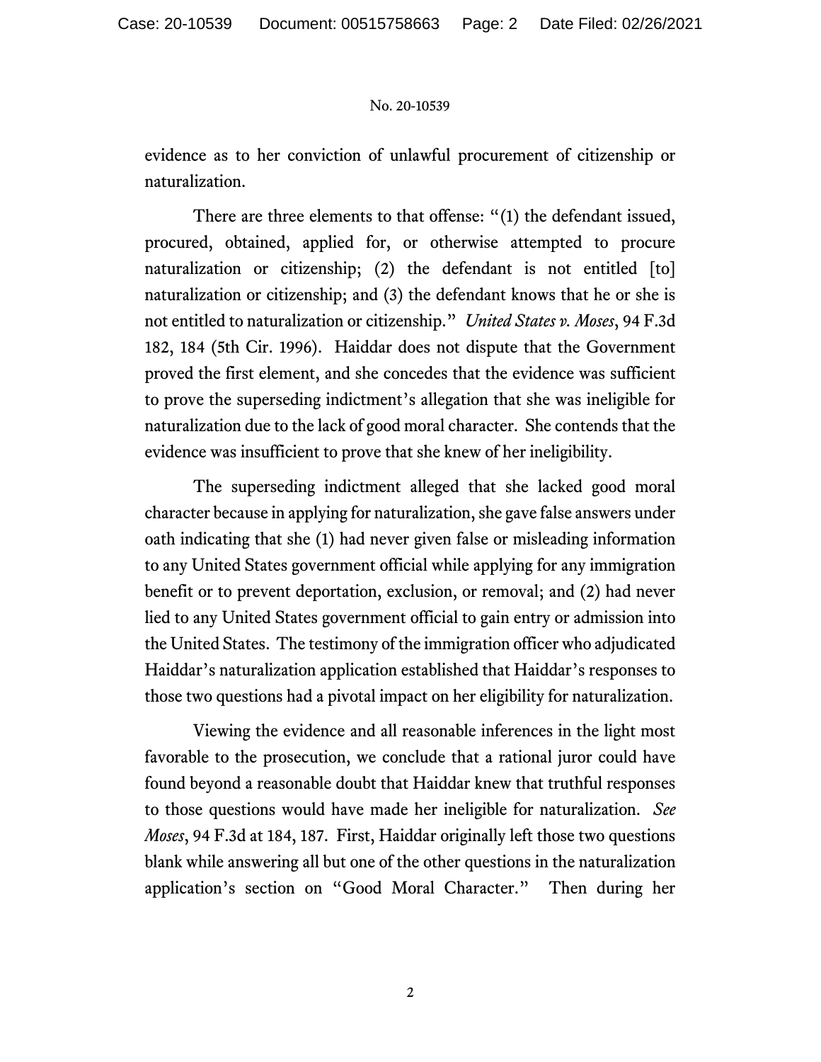evidence as to her conviction of unlawful procurement of citizenship or naturalization.

There are three elements to that offense: "(1) the defendant issued, procured, obtained, applied for, or otherwise attempted to procure naturalization or citizenship; (2) the defendant is not entitled [to] naturalization or citizenship; and (3) the defendant knows that he or she is not entitled to naturalization or citizenship." *United States v. Moses*, 94 F.3d 182, 184 (5th Cir. 1996). Haiddar does not dispute that the Government proved the first element, and she concedes that the evidence was sufficient to prove the superseding indictment's allegation that she was ineligible for naturalization due to the lack of good moral character. She contends that the evidence was insufficient to prove that she knew of her ineligibility.

The superseding indictment alleged that she lacked good moral character because in applying for naturalization, she gave false answers under oath indicating that she (1) had never given false or misleading information to any United States government official while applying for any immigration benefit or to prevent deportation, exclusion, or removal; and (2) had never lied to any United States government official to gain entry or admission into the United States. The testimony of the immigration officer who adjudicated Haiddar's naturalization application established that Haiddar's responses to those two questions had a pivotal impact on her eligibility for naturalization.

Viewing the evidence and all reasonable inferences in the light most favorable to the prosecution, we conclude that a rational juror could have found beyond a reasonable doubt that Haiddar knew that truthful responses to those questions would have made her ineligible for naturalization. *See Moses*, 94 F.3d at 184, 187. First, Haiddar originally left those two questions blank while answering all but one of the other questions in the naturalization application's section on "Good Moral Character." Then during her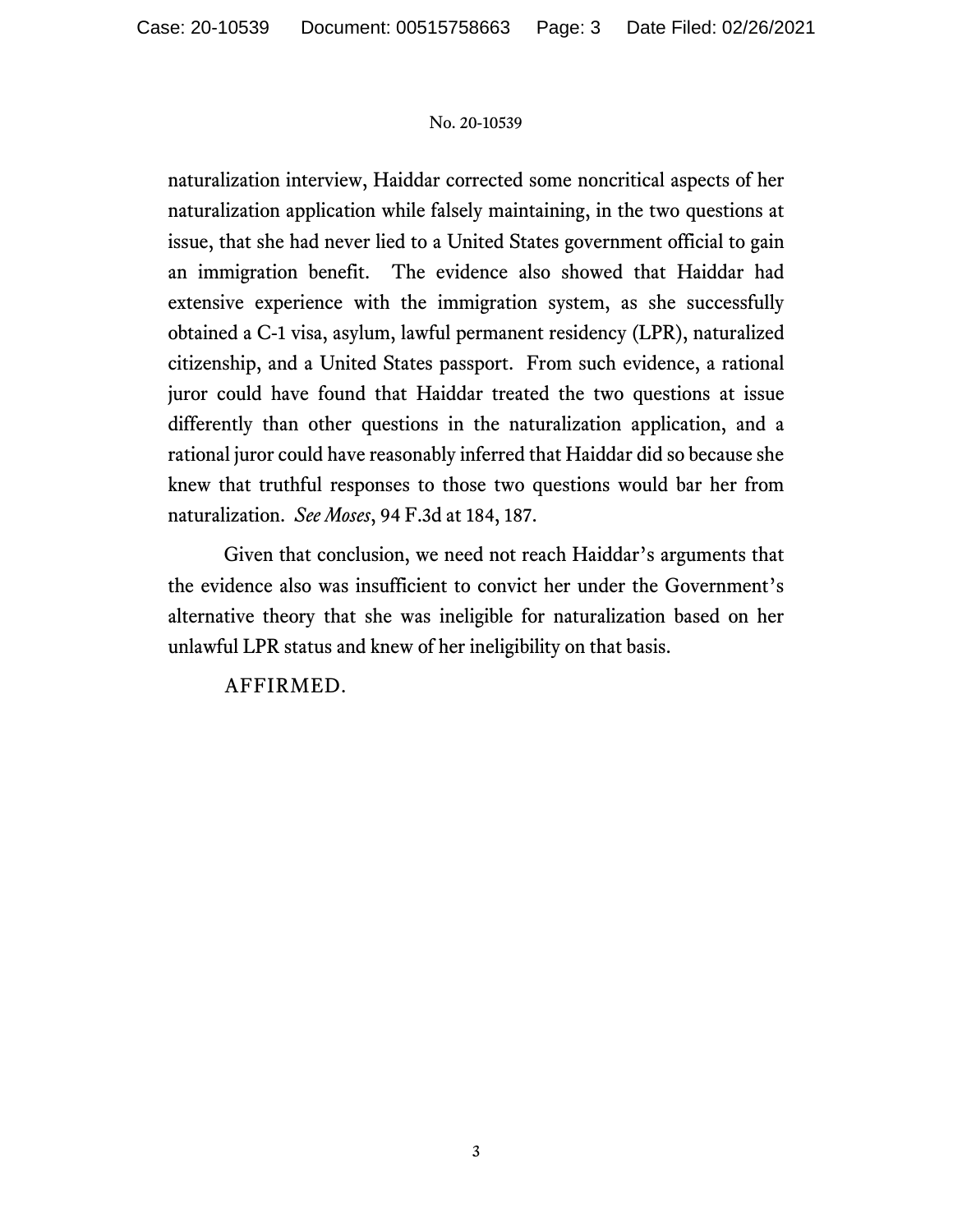naturalization interview, Haiddar corrected some noncritical aspects of her naturalization application while falsely maintaining, in the two questions at issue, that she had never lied to a United States government official to gain an immigration benefit. The evidence also showed that Haiddar had extensive experience with the immigration system, as she successfully obtained a C-1 visa, asylum, lawful permanent residency (LPR), naturalized citizenship, and a United States passport. From such evidence, a rational juror could have found that Haiddar treated the two questions at issue differently than other questions in the naturalization application, and a rational juror could have reasonably inferred that Haiddar did so because she knew that truthful responses to those two questions would bar her from naturalization. *See Moses*, 94 F.3d at 184, 187.

Given that conclusion, we need not reach Haiddar's arguments that the evidence also was insufficient to convict her under the Government's alternative theory that she was ineligible for naturalization based on her unlawful LPR status and knew of her ineligibility on that basis.

AFFIRMED.